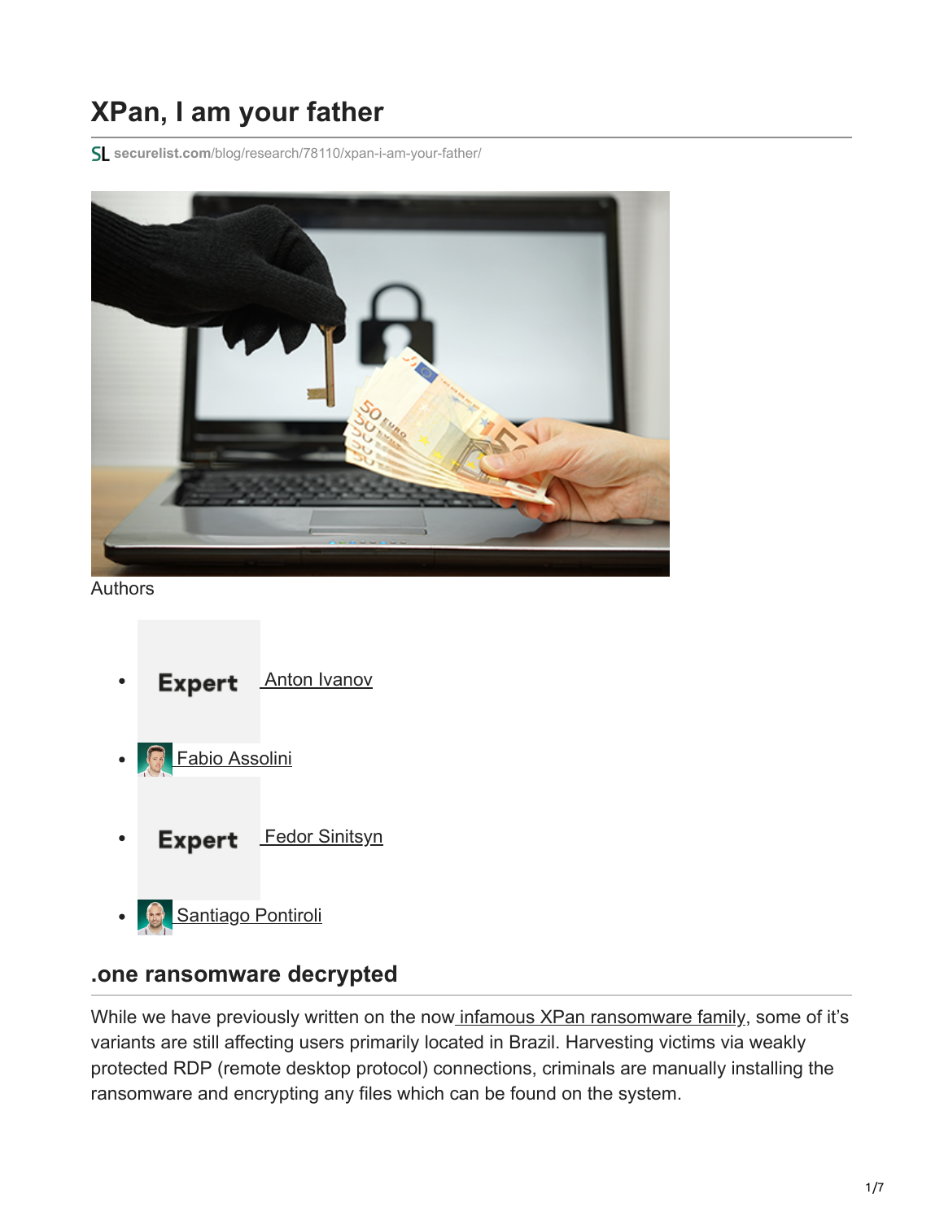# XPan, I am your father

securelist.com/blog/research/78110/xpan-i-am-your-father/

Authors

- Expert Anton Ivanov
- Fabio Assolini
- Expert Fedor Sinitsyn
- Santiago Pontiroli

## .one ransomware decrypted

While we have previously written on the now infamous XPan ransomware family, some of it's variants are still affecting users primarily located in Brazil. Harvesting victims via weakly protected RDP (remote desktop protocol) connections, criminals are manually installing the ransomware and encrypting any files which can be found on the system.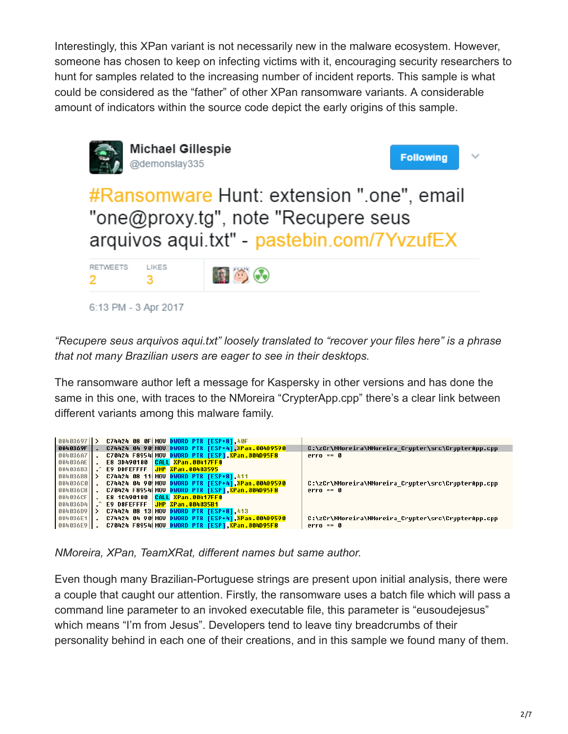Interestingly, this XPan variant is not necessarily new in the malware ecosystem. However, someone has chosen to keep on infecting victims with it, encouraging security researchers to hunt for samples related to the increasing number of incident reports. This sample is what could be considered as the "father" of other XPan ransomware variants. A considerable amount of indicators within the source code depict the early origins of this sample.

**Michael Gillespie** @demonslay335 — Following

#Ransomware Hunt: extension ".one", email "one@proxy.tg", note "Recupere seus arquivos aqui.txt" - pastebin.com/7YvzufEX

RETWEETS 2 LIKES 3

6:13 PM - 3 Apr 2017

*"Recupere seus arquivos aqui.txt" loosely translated to "recover your files here" is a phrase that not many Brazilian users are eager to see in their desktops.*

The ransomware author left a message for Kaspersky in other versions and has done the same in this one, with traces to the NMoreira "CrypterApp.cpp" there's a clear link between different variants among this malware family.

```
00403697  > C74424 08 0F MOV DWORD PTR [ESP+8],40F
0040369F  . C74424 04 90 MOV DWORD PTR [ESP+4],XPan.004D9590    C:\zCr\NMoreira\NMoreira_Crypter\src\CrypterApp.cpp
004036A7  . C70424 F8954 MOV DWORD PTR [ESP],XPan.004D95F8      erro == 0
004036AE  . E8 3D490100  CALL XPan.00417FF0
004036B3  .^ E9 DDFEFFFF JMP XPan.00403595
004036B8  > C74424 08 11 MOV DWORD PTR [ESP+8],411
004036C0  . C74424 04 90 MOV DWORD PTR [ESP+4],XPan.004D9590    C:\zCr\NMoreira\NMoreira_Crypter\src\CrypterApp.cpp
004036C8  . C70424 F8954 MOV DWORD PTR [ESP],XPan.004D95F8      erro == 0
004036CF  . E8 1C490100  CALL XPan.00417FF0
004036D4  .^ E9 D8FEFFFF JMP XPan.004035B1
004036D9  > C74424 08 13 MOV DWORD PTR [ESP+8],413
004036E1  . C74424 04 90 MOV DWORD PTR [ESP+4],XPan.004D9590    C:\zCr\NMoreira\NMoreira_Crypter\src\CrypterApp.cpp
004036E9  . C70424 F8954 MOV DWORD PTR [ESP],XPan.004D95F8      erro == 0
```

*NMoreira, XPan, TeamXRat, different names but same author.*

Even though many Brazilian-Portuguese strings are present upon initial analysis, there were a couple that caught our attention. Firstly, the ransomware uses a batch file which will pass a command line parameter to an invoked executable file, this parameter is "eusoudejesus" which means "I'm from Jesus". Developers tend to leave tiny breadcrumbs of their personality behind in each one of their creations, and in this sample we found many of them.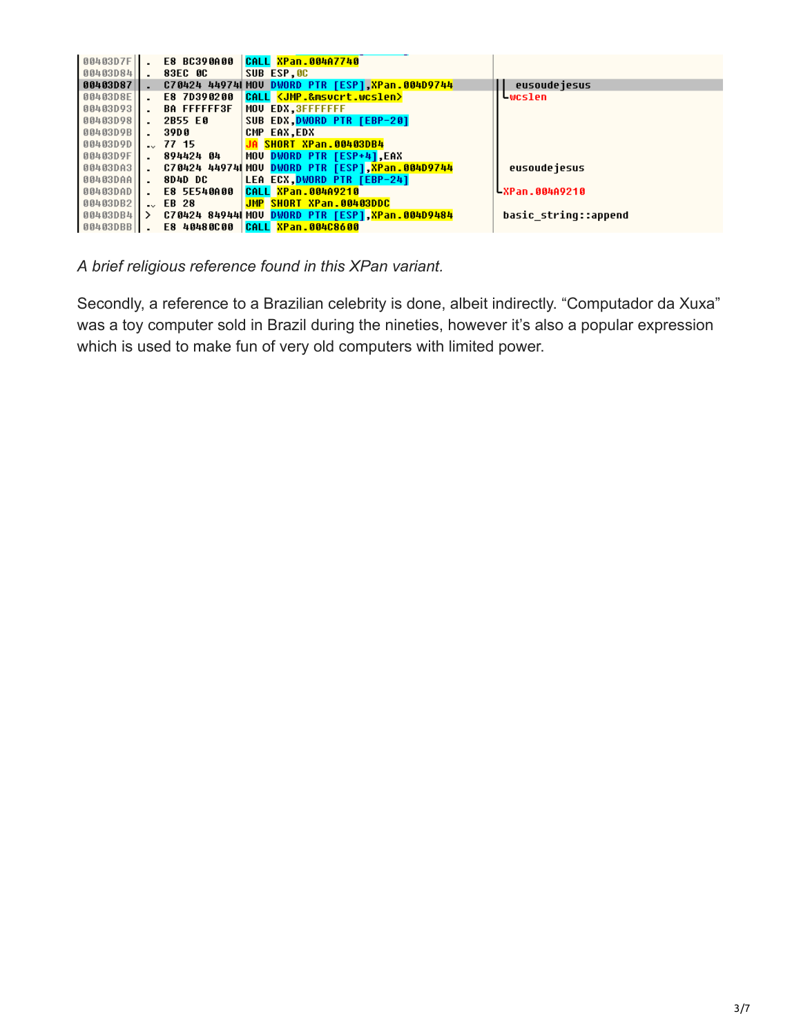```
00403D7F  .  E8 BC390A00    CALL XPan.004A7740
00403D84  .  83EC 0C        SUB ESP,0C
00403D87  .  C70424 449741  MOV DWORD PTR [ESP],XPan.004D9744      eusoudejesus
00403D8E  .  E8 7D390200    CALL <JMP.&msvcrt.wcslen>              wcslen
00403D93  .  BA FFFFFF3F    MOV EDX,3FFFFFFF
00403D98  .  2B55 E0        SUB EDX,DWORD PTR [EBP-20]
00403D9B  .  39D0           CMP EAX,EDX
00403D9D  .v 77 15          JA SHORT XPan.00403DB4
00403D9F  .  894424 04      MOV DWORD PTR [ESP+4],EAX
00403DA3  .  C70424 449741  MOV DWORD PTR [ESP],XPan.004D9744      eusoudejesus
00403DAA  .  8D4D DC        LEA ECX,DWORD PTR [EBP-24]
00403DAD  .  E8 5E540A00    CALL XPan.004A9210                     XPan.004A9210
00403DB2  .v EB 28          JMP SHORT XPan.00403DDC
00403DB4  >  C70424 849441  MOV DWORD PTR [ESP],XPan.004D9484      basic_string::append
00403DBB  .  E8 40480C00    CALL XPan.004C8600
```

*A brief religious reference found in this XPan variant.*

Secondly, a reference to a Brazilian celebrity is done, albeit indirectly. “Computador da Xuxa” was a toy computer sold in Brazil during the nineties, however it’s also a popular expression which is used to make fun of very old computers with limited power.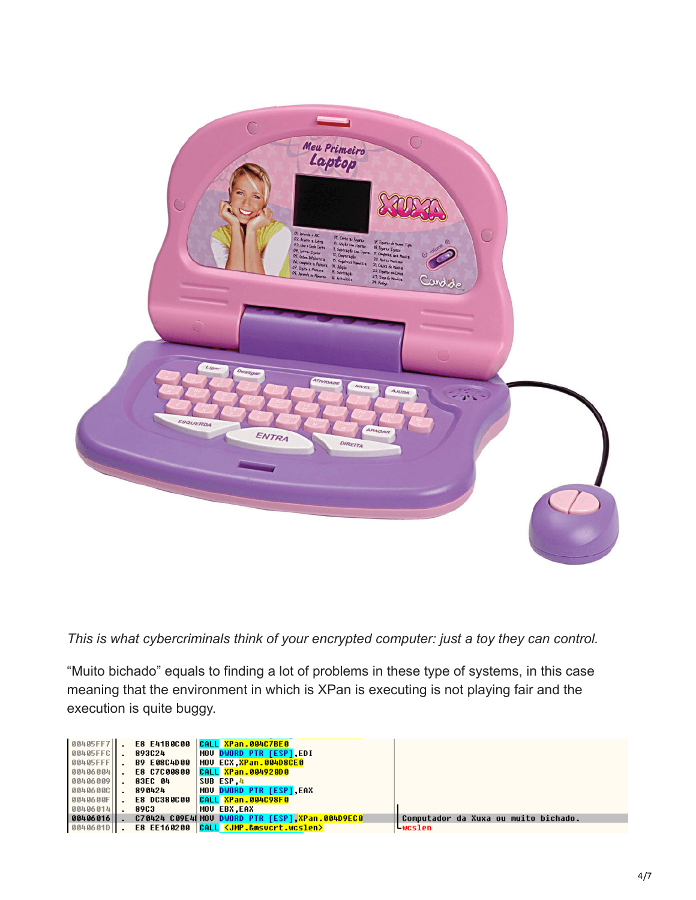*This is what cybercriminals think of your encrypted computer: just a toy they can control.*

"Muito bichado" equals to finding a lot of problems in these type of systems, in this case meaning that the environment in which is XPan is executing is not playing fair and the execution is quite buggy.

```
00405FF7  .  E8 E41B0C00    CALL XPan.004C7BE0
00405FFC  .  893C24         MOV DWORD PTR [ESP],EDI
00405FFF  .  B9 E08C4D00    MOV ECX,XPan.004D8CE0
00406004  .  E8 C7C00800    CALL XPan.004920D0
00406009  .  83EC 04        SUB ESP,4
0040600C  .  890424         MOV DWORD PTR [ESP],EAX
0040600F  .  E8 DC380C00    CALL XPan.004C98F0
00406014  .  89C3           MOV EBX,EAX
00406016  .  C70424 C09E4I  MOV DWORD PTR [ESP],XPan.004D9EC0    Computador da Xuxa ou muito bichado.
0040601D  .  E8 EE160200    CALL <JMP.&msvcrt.wcslen>            wcslen
```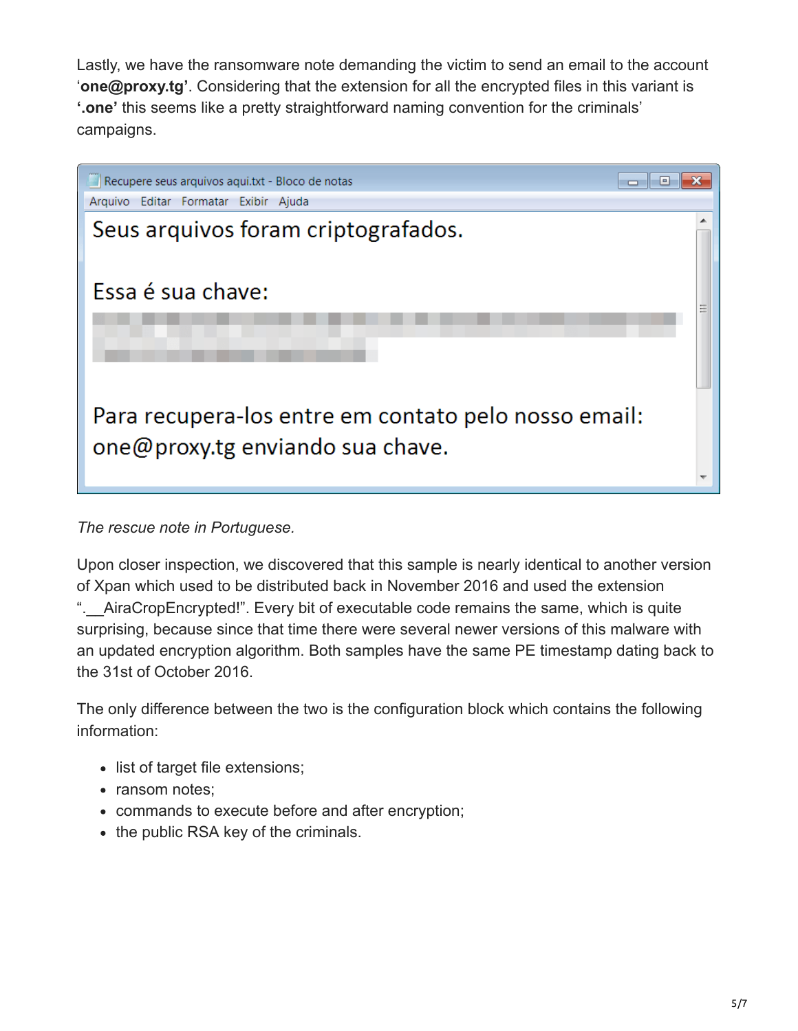Lastly, we have the ransomware note demanding the victim to send an email to the account '**one@proxy.tg**'. Considering that the extension for all the encrypted files in this variant is **'.one'** this seems like a pretty straightforward naming convention for the criminals' campaigns.

Recupere seus arquivos aqui.txt - Bloco de notas

Arquivo Editar Formatar Exibir Ajuda

Seus arquivos foram criptografados.

Essa é sua chave:

Para recupera-los entre em contato pelo nosso email: one@proxy.tg enviando sua chave.

*The rescue note in Portuguese.*

Upon closer inspection, we discovered that this sample is nearly identical to another version of Xpan which used to be distributed back in November 2016 and used the extension ".__AiraCropEncrypted!". Every bit of executable code remains the same, which is quite surprising, because since that time there were several newer versions of this malware with an updated encryption algorithm. Both samples have the same PE timestamp dating back to the 31st of October 2016.

The only difference between the two is the configuration block which contains the following information:

- list of target file extensions;
- ransom notes;
- commands to execute before and after encryption;
- the public RSA key of the criminals.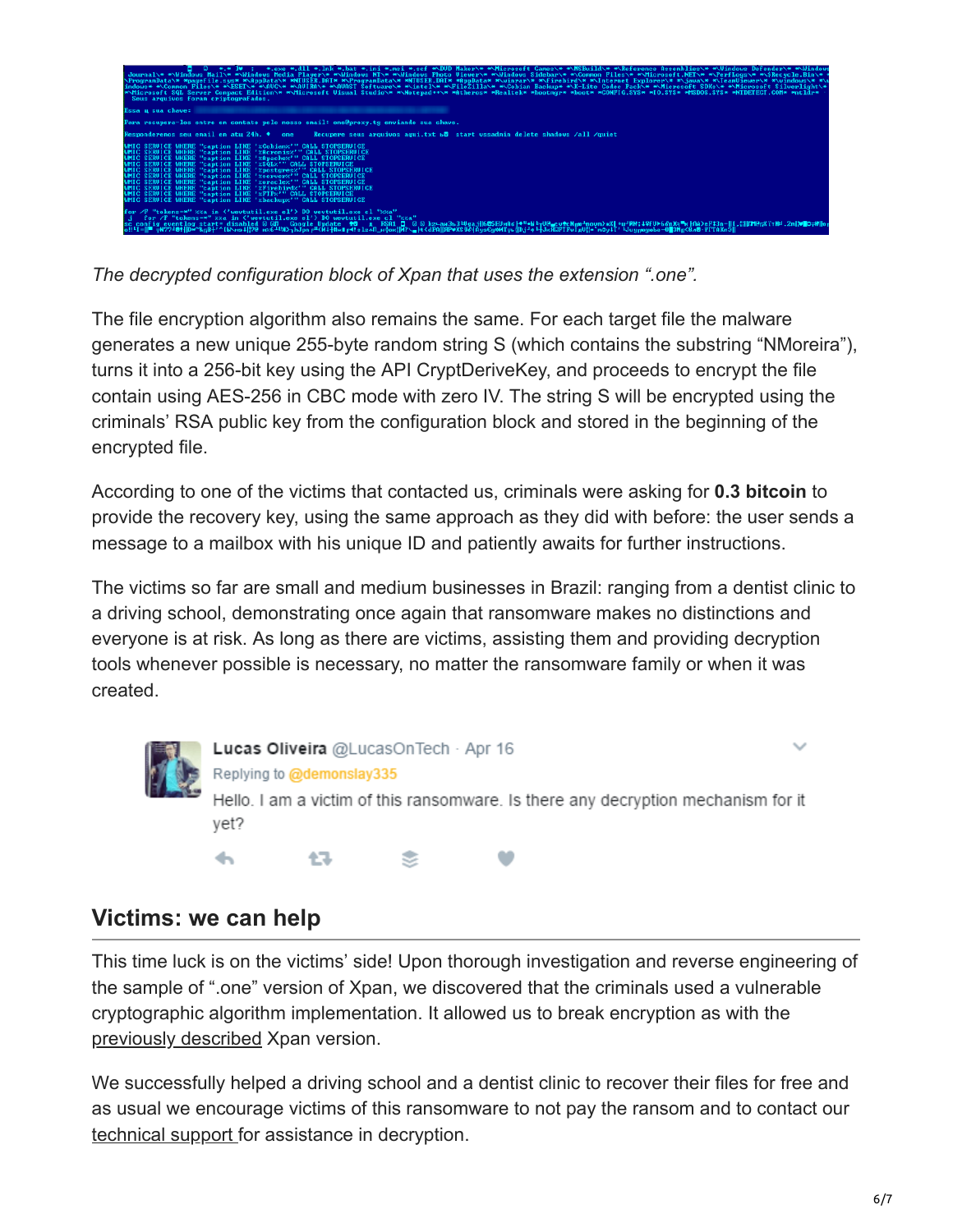*The decrypted configuration block of Xpan that uses the extension ".one".*

The file encryption algorithm also remains the same. For each target file the malware generates a new unique 255-byte random string S (which contains the substring "NMoreira"), turns it into a 256-bit key using the API CryptDeriveKey, and proceeds to encrypt the file contain using AES-256 in CBC mode with zero IV. The string S will be encrypted using the criminals' RSA public key from the configuration block and stored in the beginning of the encrypted file.

According to one of the victims that contacted us, criminals were asking for **0.3 bitcoin** to provide the recovery key, using the same approach as they did with before: the user sends a message to a mailbox with his unique ID and patiently awaits for further instructions.

The victims so far are small and medium businesses in Brazil: ranging from a dentist clinic to a driving school, demonstrating once again that ransomware makes no distinctions and everyone is at risk. As long as there are victims, assisting them and providing decryption tools whenever possible is necessary, no matter the ransomware family or when it was created.

Lucas Oliveira @LucasOnTech · Apr 16
Replying to @demonslay335
Hello. I am a victim of this ransomware. Is there any decryption mechanism for it yet?

## Victims: we can help

This time luck is on the victims' side! Upon thorough investigation and reverse engineering of the sample of ".one" version of Xpan, we discovered that the criminals used a vulnerable cryptographic algorithm implementation. It allowed us to break encryption as with the previously described Xpan version.

We successfully helped a driving school and a dentist clinic to recover their files for free and as usual we encourage victims of this ransomware to not pay the ransom and to contact our technical support for assistance in decryption.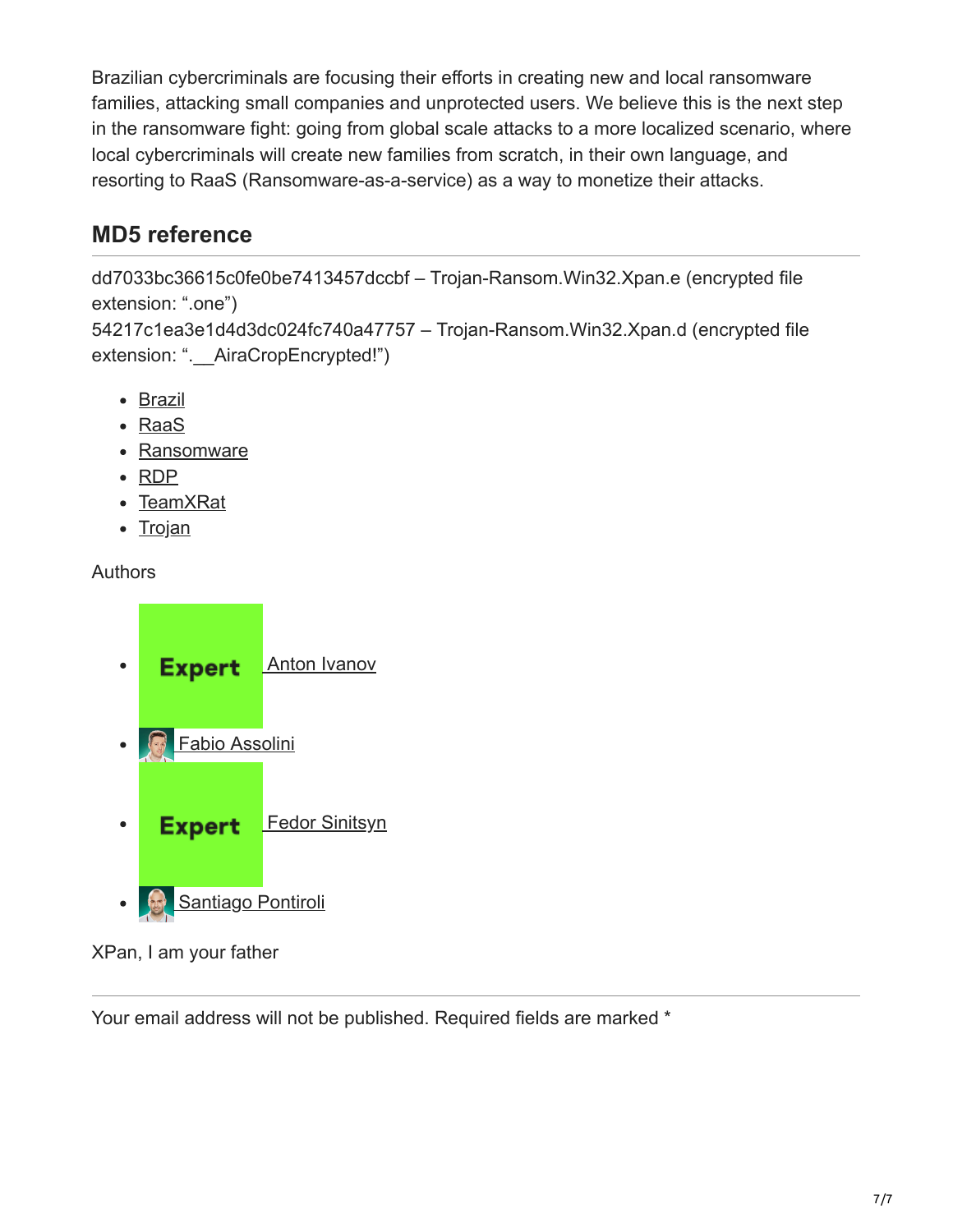Brazilian cybercriminals are focusing their efforts in creating new and local ransomware families, attacking small companies and unprotected users. We believe this is the next step in the ransomware fight: going from global scale attacks to a more localized scenario, where local cybercriminals will create new families from scratch, in their own language, and resorting to RaaS (Ransomware-as-a-service) as a way to monetize their attacks.

## MD5 reference

dd7033bc36615c0fe0be7413457dccbf – Trojan-Ransom.Win32.Xpan.e (encrypted file extension: ".one")
54217c1ea3e1d4d3dc024fc740a47757 – Trojan-Ransom.Win32.Xpan.d (encrypted file extension: ".__AiraCropEncrypted!")

- Brazil
- RaaS
- Ransomware
- RDP
- TeamXRat
- Trojan

Authors

- Expert Anton Ivanov
- Fabio Assolini
- Expert Fedor Sinitsyn
- Santiago Pontiroli

XPan, I am your father

Your email address will not be published. Required fields are marked *